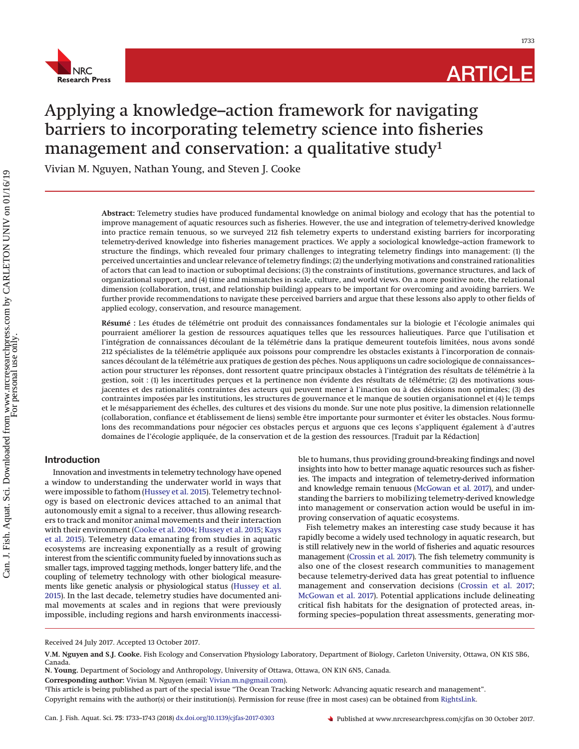# Applying a knowledge–action framework for navigating barriers to incorporating telemetry science into fisheries management and conservation: a qualitative study[1]

Vivian M. Nguyen, Nathan Young, and Steven J. Cooke

**Abstract:** Telemetry studies have produced fundamental knowledge on animal biology and ecology that has the potential to improve management of aquatic resources such as fisheries. However, the use and integration of telemetry-derived knowledge into practice remain tenuous, so we surveyed 212 fish telemetry experts to understand existing barriers for incorporating telemetry-derived knowledge into fisheries management practices. We apply a sociological knowledge–action framework to structure the findings, which revealed four primary challenges to integrating telemetry findings into management: (1) the perceived uncertainties and unclear relevance of telemetry findings; (2) the underlying motivations and constrained rationalities of actors that can lead to inaction or suboptimal decisions; (3) the constraints of institutions, governance structures, and lack of organizational support, and (4) time and mismatches in scale, culture, and world views. On a more positive note, the relational dimension (collaboration, trust, and relationship building) appears to be important for overcoming and avoiding barriers. We further provide recommendations to navigate these perceived barriers and argue that these lessons also apply to other fields of applied ecology, conservation, and resource management.

**Résumé :** Les études de télémétrie ont produit des connaissances fondamentales sur la biologie et l'écologie animales qui pourraient améliorer la gestion de ressources aquatiques telles que les ressources halieutiques. Parce que l'utilisation et l'intégration de connaissances découlant de la télémétrie dans la pratique demeurent toutefois limitées, nous avons sondé 212 spécialistes de la télémétrie appliquée aux poissons pour comprendre les obstacles existants à l'incorporation de connaissances découlant de la télémétrie aux pratiques de gestion des pêches. Nous appliquons un cadre sociologique de connaissances–action pour structurer les réponses, dont ressortent quatre principaux obstacles à l'intégration des résultats de télémétrie à la gestion, soit : (1) les incertitudes perçues et la pertinence non évidente des résultats de télémétrie; (2) des motivations sous-jacentes et des rationalités contraintes des acteurs qui peuvent mener à l'inaction ou à des décisions non optimales; (3) des contraintes imposées par les institutions, les structures de gouvernance et le manque de soutien organisationnel et (4) le temps et le mésappariement des échelles, des cultures et des visions du monde. Sur une note plus positive, la dimension relationnelle (collaboration, confiance et établissement de liens) semble être importante pour surmonter et éviter les obstacles. Nous formulons des recommandations pour négocier ces obstacles perçus et arguons que ces leçons s'appliquent également à d'autres domaines de l'écologie appliquée, de la conservation et de la gestion des ressources. [Traduit par la Rédaction]

## Introduction

Innovation and investments in telemetry technology have opened a window to understanding the underwater world in ways that were impossible to fathom (Hussey et al. 2015). Telemetry technology is based on electronic devices attached to an animal that autonomously emit a signal to a receiver, thus allowing researchers to track and monitor animal movements and their interaction with their environment (Cooke et al. 2004; Hussey et al. 2015; Kays et al. 2015). Telemetry data emanating from studies in aquatic ecosystems are increasing exponentially as a result of growing interest from the scientific community fueled by innovations such as smaller tags, improved tagging methods, longer battery life, and the coupling of telemetry technology with other biological measurements like genetic analysis or physiological status (Hussey et al. 2015). In the last decade, telemetry studies have documented animal movements at scales and in regions that were previously impossible, including regions and harsh environments inaccessible to humans, thus providing ground-breaking findings and novel insights into how to better manage aquatic resources such as fisheries. The impacts and integration of telemetry-derived information and knowledge remain tenuous (McGowan et al. 2017), and understanding the barriers to mobilizing telemetry-derived knowledge into management or conservation action would be useful in improving conservation of aquatic ecosystems.

Fish telemetry makes an interesting case study because it has rapidly become a widely used technology in aquatic research, but is still relatively new in the world of fisheries and aquatic resources management (Crossin et al. 2017). The fish telemetry community is also one of the closest research communities to management because telemetry-derived data has great potential to influence management and conservation decisions (Crossin et al. 2017; McGowan et al. 2017). Potential applications include delineating critical fish habitats for the designation of protected areas, informing species–population threat assessments, generating mor-

Received 24 July 2017. Accepted 13 October 2017.

**V.M. Nguyen and S.J. Cooke.** Fish Ecology and Conservation Physiology Laboratory, Department of Biology, Carleton University, Ottawa, ON K1S 5B6, Canada.

**N. Young.** Department of Sociology and Anthropology, University of Ottawa, Ottawa, ON K1N 6N5, Canada.

**Corresponding author:** Vivian M. Nguyen (email: Vivian.m.n@gmail.com).

[1]This article is being published as part of the special issue "The Ocean Tracking Network: Advancing aquatic research and management".

Copyright remains with the author(s) or their institution(s). Permission for reuse (free in most cases) can be obtained from RightsLink.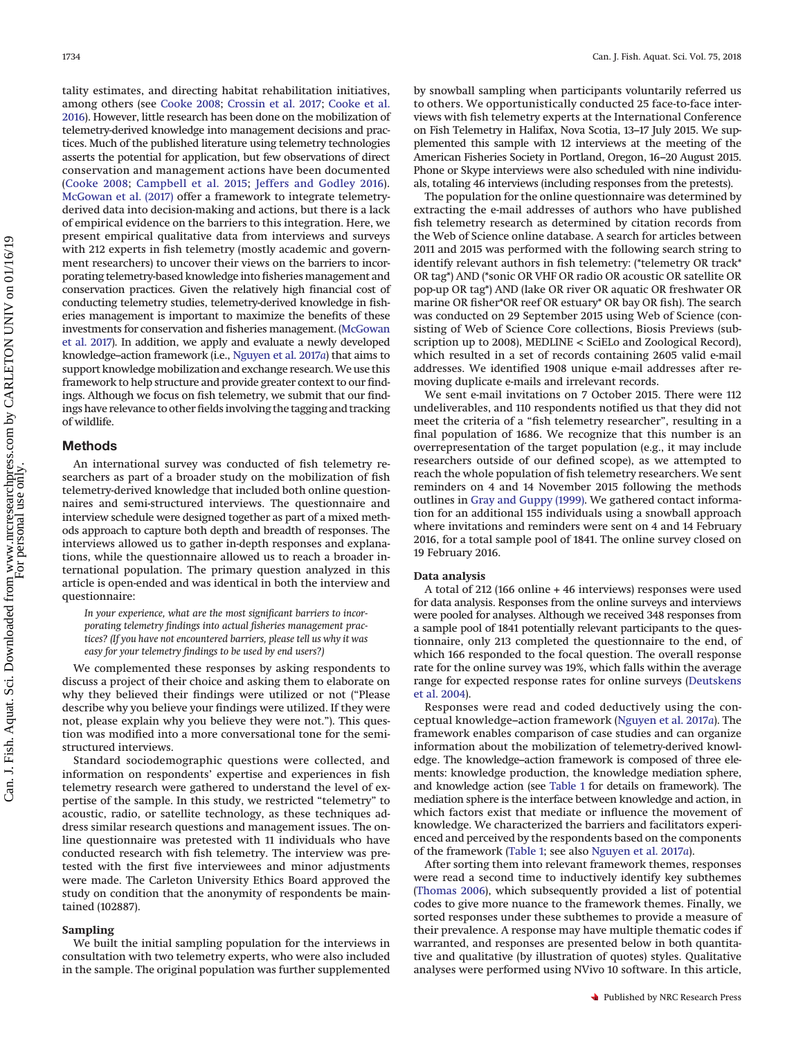tality estimates, and directing habitat rehabilitation initiatives, among others (see Cooke 2008; Crossin et al. 2017; Cooke et al. 2016). However, little research has been done on the mobilization of telemetry-derived knowledge into management decisions and practices. Much of the published literature using telemetry technologies asserts the potential for application, but few observations of direct conservation and management actions have been documented (Cooke 2008; Campbell et al. 2015; Jeffers and Godley 2016). McGowan et al. (2017) offer a framework to integrate telemetry-derived data into decision-making and actions, but there is a lack of empirical evidence on the barriers to this integration. Here, we present empirical qualitative data from interviews and surveys with 212 experts in fish telemetry (mostly academic and government researchers) to uncover their views on the barriers to incorporating telemetry-based knowledge into fisheries management and conservation practices. Given the relatively high financial cost of conducting telemetry studies, telemetry-derived knowledge in fisheries management is important to maximize the benefits of these investments for conservation and fisheries management. (McGowan et al. 2017). In addition, we apply and evaluate a newly developed knowledge–action framework (i.e., Nguyen et al. 2017*a*) that aims to support knowledge mobilization and exchange research. We use this framework to help structure and provide greater context to our findings. Although we focus on fish telemetry, we submit that our findings have relevance to other fields involving the tagging and tracking of wildlife.

## Methods

An international survey was conducted of fish telemetry researchers as part of a broader study on the mobilization of fish telemetry-derived knowledge that included both online questionnaires and semi-structured interviews. The questionnaire and interview schedule were designed together as part of a mixed methods approach to capture both depth and breadth of responses. The interviews allowed us to gather in-depth responses and explanations, while the questionnaire allowed us to reach a broader international population. The primary question analyzed in this article is open-ended and was identical in both the interview and questionnaire:

> *In your experience, what are the most significant barriers to incorporating telemetry findings into actual fisheries management practices? (If you have not encountered barriers, please tell us why it was easy for your telemetry findings to be used by end users?)*

We complemented these responses by asking respondents to discuss a project of their choice and asking them to elaborate on why they believed their findings were utilized or not ("Please describe why you believe your findings were utilized. If they were not, please explain why you believe they were not."). This question was modified into a more conversational tone for the semi-structured interviews.

Standard sociodemographic questions were collected, and information on respondents' expertise and experiences in fish telemetry research were gathered to understand the level of expertise of the sample. In this study, we restricted "telemetry" to acoustic, radio, or satellite technology, as these techniques address similar research questions and management issues. The online questionnaire was pretested with 11 individuals who have conducted research with fish telemetry. The interview was pretested with the first five interviewees and minor adjustments were made. The Carleton University Ethics Board approved the study on condition that the anonymity of respondents be maintained (102887).

### Sampling

We built the initial sampling population for the interviews in consultation with two telemetry experts, who were also included in the sample. The original population was further supplemented by snowball sampling when participants voluntarily referred us to others. We opportunistically conducted 25 face-to-face interviews with fish telemetry experts at the International Conference on Fish Telemetry in Halifax, Nova Scotia, 13–17 July 2015. We supplemented this sample with 12 interviews at the meeting of the American Fisheries Society in Portland, Oregon, 16–20 August 2015. Phone or Skype interviews were also scheduled with nine individuals, totaling 46 interviews (including responses from the pretests).

The population for the online questionnaire was determined by extracting the e-mail addresses of authors who have published fish telemetry research as determined by citation records from the Web of Science online database. A search for articles between 2011 and 2015 was performed with the following search string to identify relevant authors in fish telemetry: (*telemetry OR track* OR tag*) AND (*sonic OR VHF OR radio OR acoustic OR satellite OR pop-up OR tag*) AND (lake OR river OR aquatic OR freshwater OR marine OR fisher*OR reef OR estuary* OR bay OR fish). The search was conducted on 29 September 2015 using Web of Science (consisting of Web of Science Core collections, Biosis Previews (subscription up to 2008), MEDLINE < SciELo and Zoological Record), which resulted in a set of records containing 2605 valid e-mail addresses. We identified 1908 unique e-mail addresses after removing duplicate e-mails and irrelevant records.

We sent e-mail invitations on 7 October 2015. There were 112 undeliverables, and 110 respondents notified us that they did not meet the criteria of a "fish telemetry researcher", resulting in a final population of 1686. We recognize that this number is an overrepresentation of the target population (e.g., it may include researchers outside of our defined scope), as we attempted to reach the whole population of fish telemetry researchers. We sent reminders on 4 and 14 November 2015 following the methods outlines in Gray and Guppy (1999). We gathered contact information for an additional 155 individuals using a snowball approach where invitations and reminders were sent on 4 and 14 February 2016, for a total sample pool of 1841. The online survey closed on 19 February 2016.

### Data analysis

A total of 212 (166 online + 46 interviews) responses were used for data analysis. Responses from the online surveys and interviews were pooled for analyses. Although we received 348 responses from a sample pool of 1841 potentially relevant participants to the questionnaire, only 213 completed the questionnaire to the end, of which 166 responded to the focal question. The overall response rate for the online survey was 19%, which falls within the average range for expected response rates for online surveys (Deutskens et al. 2004).

Responses were read and coded deductively using the conceptual knowledge–action framework (Nguyen et al. 2017*a*). The framework enables comparison of case studies and can organize information about the mobilization of telemetry-derived knowledge. The knowledge–action framework is composed of three elements: knowledge production, the knowledge mediation sphere, and knowledge action (see Table 1 for details on framework). The mediation sphere is the interface between knowledge and action, in which factors exist that mediate or influence the movement of knowledge. We characterized the barriers and facilitators experienced and perceived by the respondents based on the components of the framework (Table 1; see also Nguyen et al. 2017*a*).

After sorting them into relevant framework themes, responses were read a second time to inductively identify key subthemes (Thomas 2006), which subsequently provided a list of potential codes to give more nuance to the framework themes. Finally, we sorted responses under these subthemes to provide a measure of their prevalence. A response may have multiple thematic codes if warranted, and responses are presented below in both quantitative and qualitative (by illustration of quotes) styles. Qualitative analyses were performed using NVivo 10 software. In this article,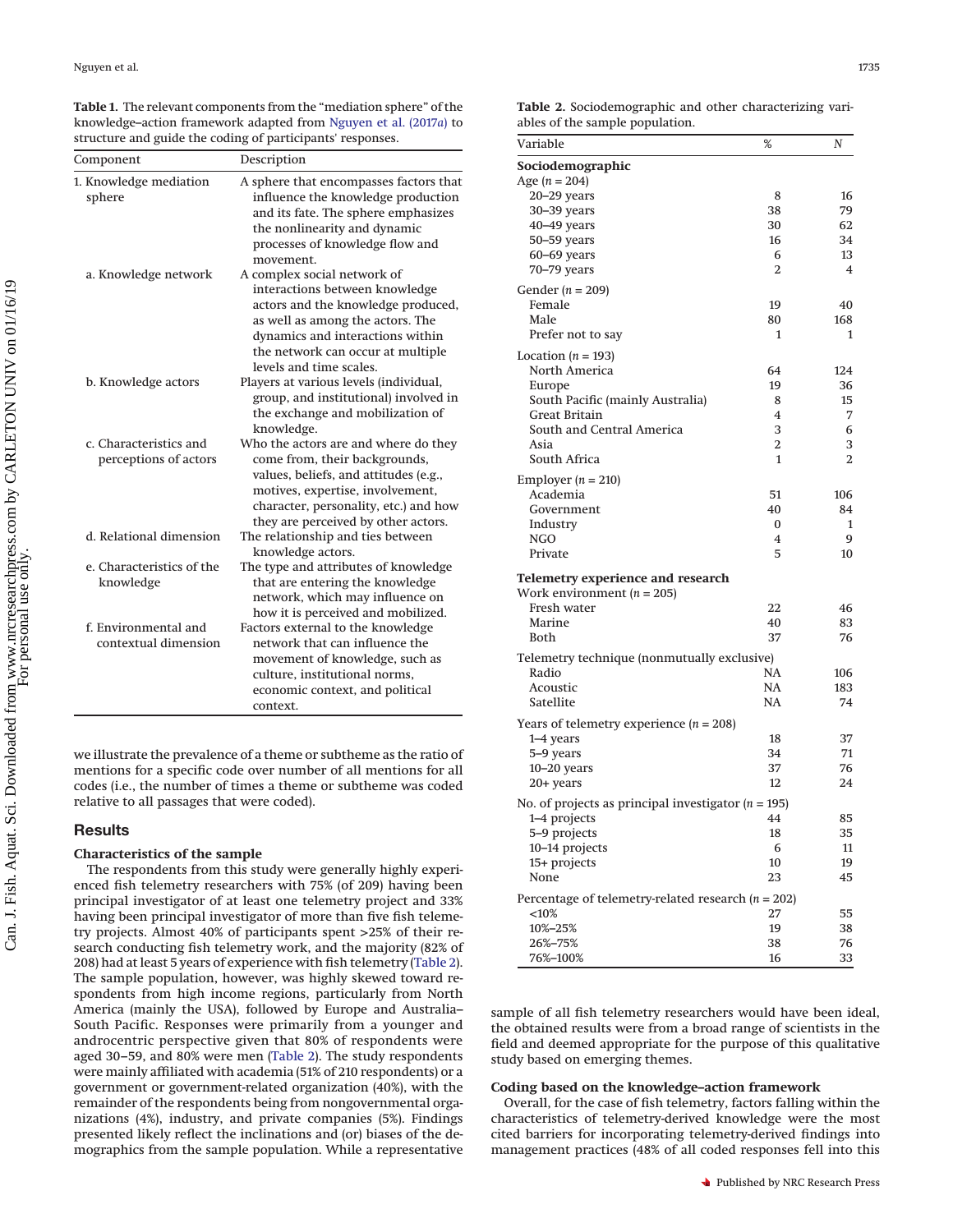**Table 1.** The relevant components from the "mediation sphere" of the knowledge–action framework adapted from Nguyen et al. (2017*a*) to structure and guide the coding of participants' responses.

| Component | Description |
|---|---|
| 1. Knowledge mediation sphere | A sphere that encompasses factors that influence the knowledge production and its fate. The sphere emphasizes the nonlinearity and dynamic processes of knowledge flow and movement. |
| a. Knowledge network | A complex social network of interactions between knowledge actors and the knowledge produced, as well as among the actors. The dynamics and interactions within the network can occur at multiple levels and time scales. |
| b. Knowledge actors | Players at various levels (individual, group, and institutional) involved in the exchange and mobilization of knowledge. |
| c. Characteristics and perceptions of actors | Who the actors are and where do they come from, their backgrounds, values, beliefs, and attitudes (e.g., motives, expertise, involvement, character, personality, etc.) and how they are perceived by other actors. |
| d. Relational dimension | The relationship and ties between knowledge actors. |
| e. Characteristics of the knowledge | The type and attributes of knowledge that are entering the knowledge network, which may influence on how it is perceived and mobilized. |
| f. Environmental and contextual dimension | Factors external to the knowledge network that can influence the movement of knowledge, such as culture, institutional norms, economic context, and political context. |

we illustrate the prevalence of a theme or subtheme as the ratio of mentions for a specific code over number of all mentions for all codes (i.e., the number of times a theme or subtheme was coded relative to all passages that were coded).

## Results

### Characteristics of the sample

The respondents from this study were generally highly experienced fish telemetry researchers with 75% (of 209) having been principal investigator of at least one telemetry project and 33% having been principal investigator of more than five fish telemetry projects. Almost 40% of participants spent >25% of their research conducting fish telemetry work, and the majority (82% of 208) had at least 5 years of experience with fish telemetry (Table 2). The sample population, however, was highly skewed toward respondents from high income regions, particularly from North America (mainly the USA), followed by Europe and Australia–South Pacific. Responses were primarily from a younger and androcentric perspective given that 80% of respondents were aged 30–59, and 80% were men (Table 2). The study respondents were mainly affiliated with academia (51% of 210 respondents) or a government or government-related organization (40%), with the remainder of the respondents being from nongovernmental organizations (4%), industry, and private companies (5%). Findings presented likely reflect the inclinations and (or) biases of the demographics from the sample population. While a representative sample of all fish telemetry researchers would have been ideal, the obtained results were from a broad range of scientists in the field and deemed appropriate for the purpose of this qualitative study based on emerging themes.

**Table 2.** Sociodemographic and other characterizing variables of the sample population.

| Variable | % | N |
|---|---|---|
| **Sociodemographic** | | |
| Age (*n* = 204) | | |
| 20–29 years | 8 | 16 |
| 30–39 years | 38 | 79 |
| 40–49 years | 30 | 62 |
| 50–59 years | 16 | 34 |
| 60–69 years | 6 | 13 |
| 70–79 years | 2 | 4 |
| Gender (*n* = 209) | | |
| Female | 19 | 40 |
| Male | 80 | 168 |
| Prefer not to say | 1 | 1 |
| Location (*n* = 193) | | |
| North America | 64 | 124 |
| Europe | 19 | 36 |
| South Pacific (mainly Australia) | 8 | 15 |
| Great Britain | 4 | 7 |
| South and Central America | 3 | 6 |
| Asia | 2 | 3 |
| South Africa | 1 | 2 |
| Employer (*n* = 210) | | |
| Academia | 51 | 106 |
| Government | 40 | 84 |
| Industry | 0 | 1 |
| NGO | 4 | 9 |
| Private | 5 | 10 |
| **Telemetry experience and research** | | |
| Work environment (*n* = 205) | | |
| Fresh water | 22 | 46 |
| Marine | 40 | 83 |
| Both | 37 | 76 |
| Telemetry technique (nonmutually exclusive) | | |
| Radio | NA | 106 |
| Acoustic | NA | 183 |
| Satellite | NA | 74 |
| Years of telemetry experience (*n* = 208) | | |
| 1–4 years | 18 | 37 |
| 5–9 years | 34 | 71 |
| 10–20 years | 37 | 76 |
| 20+ years | 12 | 24 |
| No. of projects as principal investigator (*n* = 195) | | |
| 1–4 projects | 44 | 85 |
| 5–9 projects | 18 | 35 |
| 10–14 projects | 6 | 11 |
| 15+ projects | 10 | 19 |
| None | 23 | 45 |
| Percentage of telemetry-related research (*n* = 202) | | |
| <10% | 27 | 55 |
| 10%–25% | 19 | 38 |
| 26%–75% | 38 | 76 |
| 76%–100% | 16 | 33 |

### Coding based on the knowledge–action framework

Overall, for the case of fish telemetry, factors falling within the characteristics of telemetry-derived knowledge were the most cited barriers for incorporating telemetry-derived findings into management practices (48% of all coded responses fell into this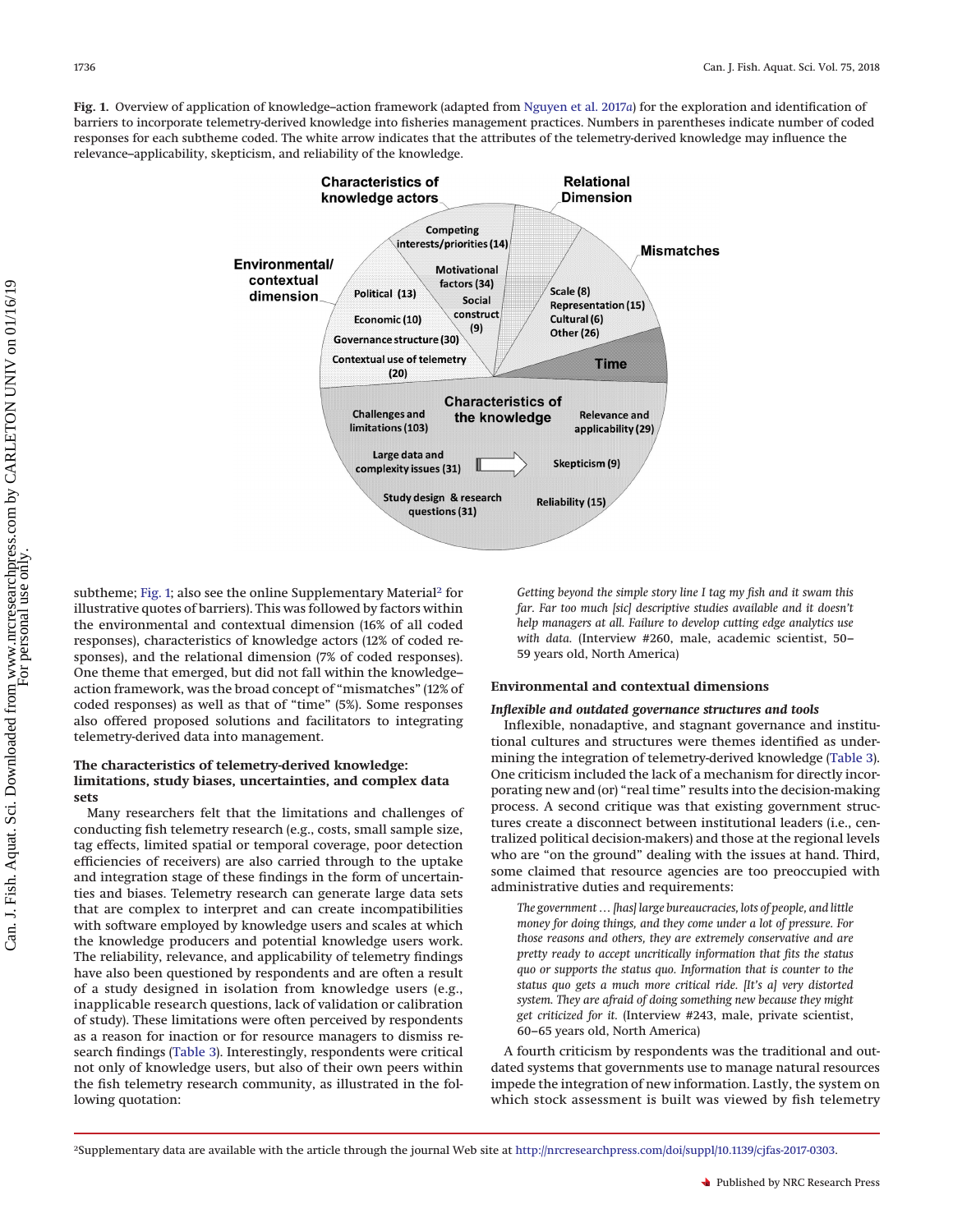**Fig. 1.** Overview of application of knowledge–action framework (adapted from Nguyen et al. 2017*a*) for the exploration and identification of barriers to incorporate telemetry-derived knowledge into fisheries management practices. Numbers in parentheses indicate number of coded responses for each subtheme coded. The white arrow indicates that the attributes of the telemetry-derived knowledge may influence the relevance–applicability, skepticism, and reliability of the knowledge.

subtheme; Fig. 1; also see the online Supplementary Material[2] for illustrative quotes of barriers). This was followed by factors within the environmental and contextual dimension (16% of all coded responses), characteristics of knowledge actors (12% of coded responses), and the relational dimension (7% of coded responses). One theme that emerged, but did not fall within the knowledge–action framework, was the broad concept of "mismatches" (12% of coded responses) as well as that of "time" (5%). Some responses also offered proposed solutions and facilitators to integrating telemetry-derived data into management.

### The characteristics of telemetry-derived knowledge: limitations, study biases, uncertainties, and complex data sets

Many researchers felt that the limitations and challenges of conducting fish telemetry research (e.g., costs, small sample size, tag effects, limited spatial or temporal coverage, poor detection efficiencies of receivers) are also carried through to the uptake and integration stage of these findings in the form of uncertainties and biases. Telemetry research can generate large data sets that are complex to interpret and can create incompatibilities with software employed by knowledge users and scales at which the knowledge producers and potential knowledge users work. The reliability, relevance, and applicability of telemetry findings have also been questioned by respondents and are often a result of a study designed in isolation from knowledge users (e.g., inapplicable research questions, lack of validation or calibration of study). These limitations were often perceived by respondents as a reason for inaction or for resource managers to dismiss research findings (Table 3). Interestingly, respondents were critical not only of knowledge users, but also of their own peers within the fish telemetry research community, as illustrated in the following quotation:

> *Getting beyond the simple story line I tag my fish and it swam this far. Far too much [sic] descriptive studies available and it doesn't help managers at all. Failure to develop cutting edge analytics use with data.* (Interview #260, male, academic scientist, 50–59 years old, North America)

### Environmental and contextual dimensions

#### *Inflexible and outdated governance structures and tools*

Inflexible, nonadaptive, and stagnant governance and institutional cultures and structures were themes identified as undermining the integration of telemetry-derived knowledge (Table 3). One criticism included the lack of a mechanism for directly incorporating new and (or) "real time" results into the decision-making process. A second critique was that existing government structures create a disconnect between institutional leaders (i.e., centralized political decision-makers) and those at the regional levels who are "on the ground" dealing with the issues at hand. Third, some claimed that resource agencies are too preoccupied with administrative duties and requirements:

> *The government … [has] large bureaucracies, lots of people, and little money for doing things, and they come under a lot of pressure. For those reasons and others, they are extremely conservative and are pretty ready to accept uncritically information that fits the status quo or supports the status quo. Information that is counter to the status quo gets a much more critical ride. [It's a] very distorted system. They are afraid of doing something new because they might get criticized for it.* (Interview #243, male, private scientist, 60–65 years old, North America)

A fourth criticism by respondents was the traditional and outdated systems that governments use to manage natural resources impede the integration of new information. Lastly, the system on which stock assessment is built was viewed by fish telemetry

[2]Supplementary data are available with the article through the journal Web site at http://nrcresearchpress.com/doi/suppl/10.1139/cjfas-2017-0303.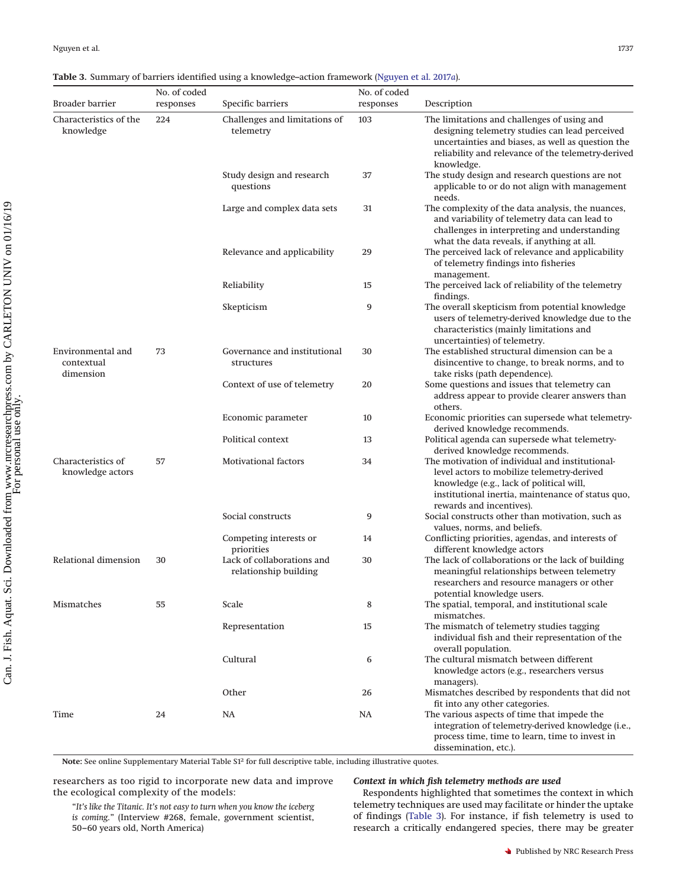**Table 3.** Summary of barriers identified using a knowledge–action framework (Nguyen et al. 2017*a*).

| Broader barrier | No. of coded responses | Specific barriers | No. of coded responses | Description |
|---|---|---|---|---|
| Characteristics of the knowledge | 224 | Challenges and limitations of telemetry | 103 | The limitations and challenges of using and designing telemetry studies can lead perceived uncertainties and biases, as well as question the reliability and relevance of the telemetry-derived knowledge. |
| | | Study design and research questions | 37 | The study design and research questions are not applicable to or do not align with management needs. |
| | | Large and complex data sets | 31 | The complexity of the data analysis, the nuances, and variability of telemetry data can lead to challenges in interpreting and understanding what the data reveals, if anything at all. |
| | | Relevance and applicability | 29 | The perceived lack of relevance and applicability of telemetry findings into fisheries management. |
| | | Reliability | 15 | The perceived lack of reliability of the telemetry findings. |
| | | Skepticism | 9 | The overall skepticism from potential knowledge users of telemetry-derived knowledge due to the characteristics (mainly limitations and uncertainties) of telemetry. |
| Environmental and contextual dimension | 73 | Governance and institutional structures | 30 | The established structural dimension can be a disincentive to change, to break norms, and to take risks (path dependence). |
| | | Context of use of telemetry | 20 | Some questions and issues that telemetry can address appear to provide clearer answers than others. |
| | | Economic parameter | 10 | Economic priorities can supersede what telemetry-derived knowledge recommends. |
| | | Political context | 13 | Political agenda can supersede what telemetry-derived knowledge recommends. |
| Characteristics of knowledge actors | 57 | Motivational factors | 34 | The motivation of individual and institutional-level actors to mobilize telemetry-derived knowledge (e.g., lack of political will, institutional inertia, maintenance of status quo, rewards and incentives). |
| | | Social constructs | 9 | Social constructs other than motivation, such as values, norms, and beliefs. |
| | | Competing interests or priorities | 14 | Conflicting priorities, agendas, and interests of different knowledge actors |
| Relational dimension | 30 | Lack of collaborations and relationship building | 30 | The lack of collaborations or the lack of building meaningful relationships between telemetry researchers and resource managers or other potential knowledge users. |
| Mismatches | 55 | Scale | 8 | The spatial, temporal, and institutional scale mismatches. |
| | | Representation | 15 | The mismatch of telemetry studies tagging individual fish and their representation of the overall population. |
| | | Cultural | 6 | The cultural mismatch between different knowledge actors (e.g., researchers versus managers). |
| | | Other | 26 | Mismatches described by respondents that did not fit into any other categories. |
| Time | 24 | NA | NA | The various aspects of time that impede the integration of telemetry-derived knowledge (i.e., process time, time to learn, time to invest in dissemination, etc.). |

**Note:** See online Supplementary Material Table S1[2] for full descriptive table, including illustrative quotes.

researchers as too rigid to incorporate new data and improve the ecological complexity of the models:

> "*It's like the Titanic. It's not easy to turn when you know the iceberg is coming.*" (Interview #268, female, government scientist, 50–60 years old, North America)

***Context in which fish telemetry methods are used***

Respondents highlighted that sometimes the context in which telemetry techniques are used may facilitate or hinder the uptake of findings (Table 3). For instance, if fish telemetry is used to research a critically endangered species, there may be greater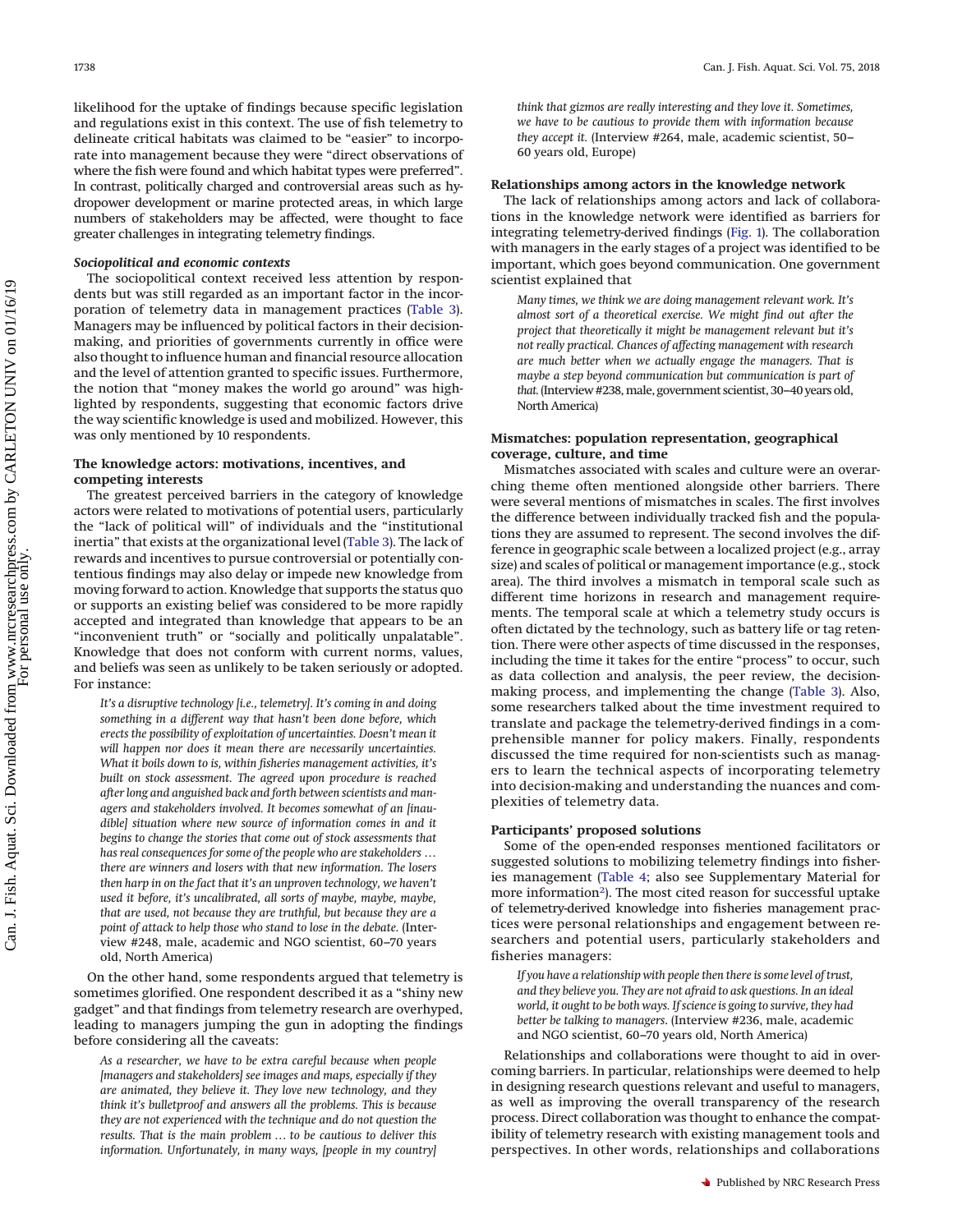likelihood for the uptake of findings because specific legislation and regulations exist in this context. The use of fish telemetry to delineate critical habitats was claimed to be "easier" to incorporate into management because they were "direct observations of where the fish were found and which habitat types were preferred". In contrast, politically charged and controversial areas such as hydropower development or marine protected areas, in which large numbers of stakeholders may be affected, were thought to face greater challenges in integrating telemetry findings.

#### Sociopolitical and economic contexts

The sociopolitical context received less attention by respondents but was still regarded as an important factor in the incorporation of telemetry data in management practices (Table 3). Managers may be influenced by political factors in their decision-making, and priorities of governments currently in office were also thought to influence human and financial resource allocation and the level of attention granted to specific issues. Furthermore, the notion that "money makes the world go around" was highlighted by respondents, suggesting that economic factors drive the way scientific knowledge is used and mobilized. However, this was only mentioned by 10 respondents.

### The knowledge actors: motivations, incentives, and competing interests

The greatest perceived barriers in the category of knowledge actors were related to motivations of potential users, particularly the "lack of political will" of individuals and the "institutional inertia" that exists at the organizational level (Table 3). The lack of rewards and incentives to pursue controversial or potentially contentious findings may also delay or impede new knowledge from moving forward to action. Knowledge that supports the status quo or supports an existing belief was considered to be more rapidly accepted and integrated than knowledge that appears to be an "inconvenient truth" or "socially and politically unpalatable". Knowledge that does not conform with current norms, values, and beliefs was seen as unlikely to be taken seriously or adopted. For instance:

> *It's a disruptive technology [i.e., telemetry]. It's coming in and doing something in a different way that hasn't been done before, which erects the possibility of exploitation of uncertainties. Doesn't mean it will happen nor does it mean there are necessarily uncertainties. What it boils down to is, within fisheries management activities, it's built on stock assessment. The agreed upon procedure is reached after long and anguished back and forth between scientists and managers and stakeholders involved. It becomes somewhat of an [inaudible] situation where new source of information comes in and it begins to change the stories that come out of stock assessments that has real consequences for some of the people who are stakeholders … there are winners and losers with that new information. The losers then harp in on the fact that it's an unproven technology, we haven't used it before, it's uncalibrated, all sorts of maybe, maybe, maybe, that are used, not because they are truthful, but because they are a point of attack to help those who stand to lose in the debate.* (Interview #248, male, academic and NGO scientist, 60–70 years old, North America)

On the other hand, some respondents argued that telemetry is sometimes glorified. One respondent described it as a "shiny new gadget" and that findings from telemetry research are overhyped, leading to managers jumping the gun in adopting the findings before considering all the caveats:

> *As a researcher, we have to be extra careful because when people [managers and stakeholders] see images and maps, especially if they are animated, they believe it. They love new technology, and they think it's bulletproof and answers all the problems. This is because they are not experienced with the technique and do not question the results. That is the main problem … to be cautious to deliver this information. Unfortunately, in many ways, [people in my country] think that gizmos are really interesting and they love it. Sometimes, we have to be cautious to provide them with information because they accept it.* (Interview #264, male, academic scientist, 50–60 years old, Europe)

### Relationships among actors in the knowledge network

The lack of relationships among actors and lack of collaborations in the knowledge network were identified as barriers for integrating telemetry-derived findings (Fig. 1). The collaboration with managers in the early stages of a project was identified to be important, which goes beyond communication. One government scientist explained that

> *Many times, we think we are doing management relevant work. It's almost sort of a theoretical exercise. We might find out after the project that theoretically it might be management relevant but it's not really practical. Chances of affecting management with research are much better when we actually engage the managers. That is maybe a step beyond communication but communication is part of that.* (Interview #238, male, government scientist, 30–40 years old, North America)

### Mismatches: population representation, geographical coverage, culture, and time

Mismatches associated with scales and culture were an overarching theme often mentioned alongside other barriers. There were several mentions of mismatches in scales. The first involves the difference between individually tracked fish and the populations they are assumed to represent. The second involves the difference in geographic scale between a localized project (e.g., array size) and scales of political or management importance (e.g., stock area). The third involves a mismatch in temporal scale such as different time horizons in research and management requirements. The temporal scale at which a telemetry study occurs is often dictated by the technology, such as battery life or tag retention. There were other aspects of time discussed in the responses, including the time it takes for the entire "process" to occur, such as data collection and analysis, the peer review, the decision-making process, and implementing the change (Table 3). Also, some researchers talked about the time investment required to translate and package the telemetry-derived findings in a comprehensible manner for policy makers. Finally, respondents discussed the time required for non-scientists such as managers to learn the technical aspects of incorporating telemetry into decision-making and understanding the nuances and complexities of telemetry data.

### Participants' proposed solutions

Some of the open-ended responses mentioned facilitators or suggested solutions to mobilizing telemetry findings into fisheries management (Table 4; also see Supplementary Material for more information[2]). The most cited reason for successful uptake of telemetry-derived knowledge into fisheries management practices were personal relationships and engagement between researchers and potential users, particularly stakeholders and fisheries managers:

> *If you have a relationship with people then there is some level of trust, and they believe you. They are not afraid to ask questions. In an ideal world, it ought to be both ways. If science is going to survive, they had better be talking to managers.* (Interview #236, male, academic and NGO scientist, 60–70 years old, North America)

Relationships and collaborations were thought to aid in overcoming barriers. In particular, relationships were deemed to help in designing research questions relevant and useful to managers, as well as improving the overall transparency of the research process. Direct collaboration was thought to enhance the compatibility of telemetry research with existing management tools and perspectives. In other words, relationships and collaborations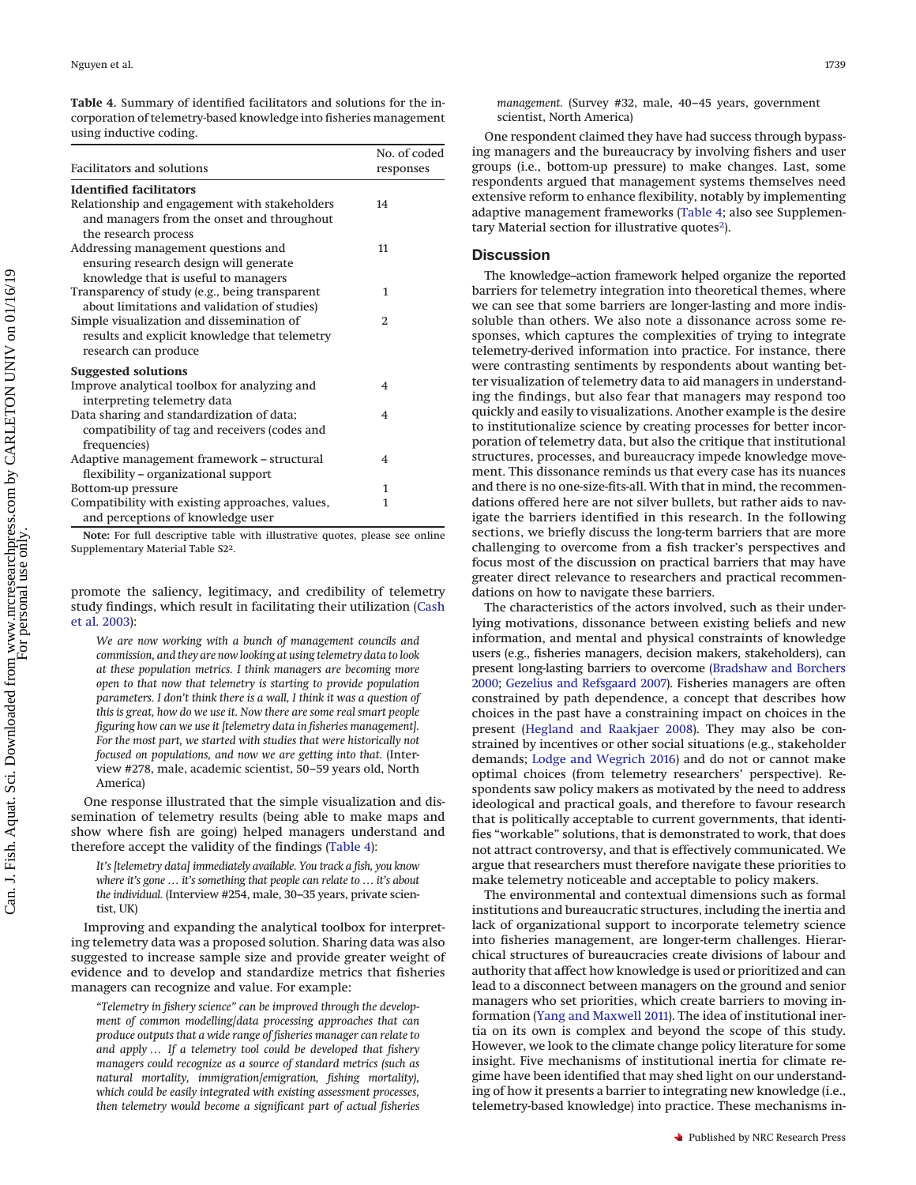**Table 4.** Summary of identified facilitators and solutions for the incorporation of telemetry-based knowledge into fisheries management using inductive coding.

| Facilitators and solutions | No. of coded responses |
|---|---|
| **Identified facilitators** | |
| Relationship and engagement with stakeholders and managers from the onset and throughout the research process | 14 |
| Addressing management questions and ensuring research design will generate knowledge that is useful to managers | 11 |
| Transparency of study (e.g., being transparent about limitations and validation of studies) | 1 |
| Simple visualization and dissemination of results and explicit knowledge that telemetry research can produce | 2 |
| **Suggested solutions** | |
| Improve analytical toolbox for analyzing and interpreting telemetry data | 4 |
| Data sharing and standardization of data; compatibility of tag and receivers (codes and frequencies) | 4 |
| Adaptive management framework – structural flexibility – organizational support | 4 |
| Bottom-up pressure | 1 |
| Compatibility with existing approaches, values, and perceptions of knowledge user | 1 |

**Note:** For full descriptive table with illustrative quotes, please see online Supplementary Material Table S2[2].

promote the saliency, legitimacy, and credibility of telemetry study findings, which result in facilitating their utilization (Cash et al. 2003):

> *We are now working with a bunch of management councils and commission, and they are now looking at using telemetry data to look at these population metrics. I think managers are becoming more open to that now that telemetry is starting to provide population parameters. I don't think there is a wall, I think it was a question of this is great, how do we use it. Now there are some real smart people figuring how can we use it [telemetry data in fisheries management]. For the most part, we started with studies that were historically not focused on populations, and now we are getting into that.* (Interview #278, male, academic scientist, 50–59 years old, North America)

One response illustrated that the simple visualization and dissemination of telemetry results (being able to make maps and show where fish are going) helped managers understand and therefore accept the validity of the findings (Table 4):

> *It's [telemetry data] immediately available. You track a fish, you know where it's gone … it's something that people can relate to … it's about the individual.* (Interview #254, male, 30–35 years, private scientist, UK)

Improving and expanding the analytical toolbox for interpreting telemetry data was a proposed solution. Sharing data was also suggested to increase sample size and provide greater weight of evidence and to develop and standardize metrics that fisheries managers can recognize and value. For example:

> *"Telemetry in fishery science" can be improved through the development of common modelling/data processing approaches that can produce outputs that a wide range of fisheries manager can relate to and apply … If a telemetry tool could be developed that fishery managers could recognize as a source of standard metrics (such as natural mortality, immigration/emigration, fishing mortality), which could be easily integrated with existing assessment processes, then telemetry would become a significant part of actual fisheries management.* (Survey #32, male, 40–45 years, government scientist, North America)

One respondent claimed they have had success through bypassing managers and the bureaucracy by involving fishers and user groups (i.e., bottom-up pressure) to make changes. Last, some respondents argued that management systems themselves need extensive reform to enhance flexibility, notably by implementing adaptive management frameworks (Table 4; also see Supplementary Material section for illustrative quotes[2]).

## Discussion

The knowledge–action framework helped organize the reported barriers for telemetry integration into theoretical themes, where we can see that some barriers are longer-lasting and more indissoluble than others. We also note a dissonance across some responses, which captures the complexities of trying to integrate telemetry-derived information into practice. For instance, there were contrasting sentiments by respondents about wanting better visualization of telemetry data to aid managers in understanding the findings, but also fear that managers may respond too quickly and easily to visualizations. Another example is the desire to institutionalize science by creating processes for better incorporation of telemetry data, but also the critique that institutional structures, processes, and bureaucracy impede knowledge movement. This dissonance reminds us that every case has its nuances and there is no one-size-fits-all. With that in mind, the recommendations offered here are not silver bullets, but rather aids to navigate the barriers identified in this research. In the following sections, we briefly discuss the long-term barriers that are more challenging to overcome from a fish tracker's perspectives and focus most of the discussion on practical barriers that may have greater direct relevance to researchers and practical recommendations on how to navigate these barriers.

The characteristics of the actors involved, such as their underlying motivations, dissonance between existing beliefs and new information, and mental and physical constraints of knowledge users (e.g., fisheries managers, decision makers, stakeholders), can present long-lasting barriers to overcome (Bradshaw and Borchers 2000; Gezelius and Refsgaard 2007). Fisheries managers are often constrained by path dependence, a concept that describes how choices in the past have a constraining impact on choices in the present (Hegland and Raakjaer 2008). They may also be constrained by incentives or other social situations (e.g., stakeholder demands; Lodge and Wegrich 2016) and do not or cannot make optimal choices (from telemetry researchers' perspective). Respondents saw policy makers as motivated by the need to address ideological and practical goals, and therefore to favour research that is politically acceptable to current governments, that identifies "workable" solutions, that is demonstrated to work, that does not attract controversy, and that is effectively communicated. We argue that researchers must therefore navigate these priorities to make telemetry noticeable and acceptable to policy makers.

The environmental and contextual dimensions such as formal institutions and bureaucratic structures, including the inertia and lack of organizational support to incorporate telemetry science into fisheries management, are longer-term challenges. Hierarchical structures of bureaucracies create divisions of labour and authority that affect how knowledge is used or prioritized and can lead to a disconnect between managers on the ground and senior managers who set priorities, which create barriers to moving information (Yang and Maxwell 2011). The idea of institutional inertia on its own is complex and beyond the scope of this study. However, we look to the climate change policy literature for some insight. Five mechanisms of institutional inertia for climate regime have been identified that may shed light on our understanding of how it presents a barrier to integrating new knowledge (i.e., telemetry-based knowledge) into practice. These mechanisms in-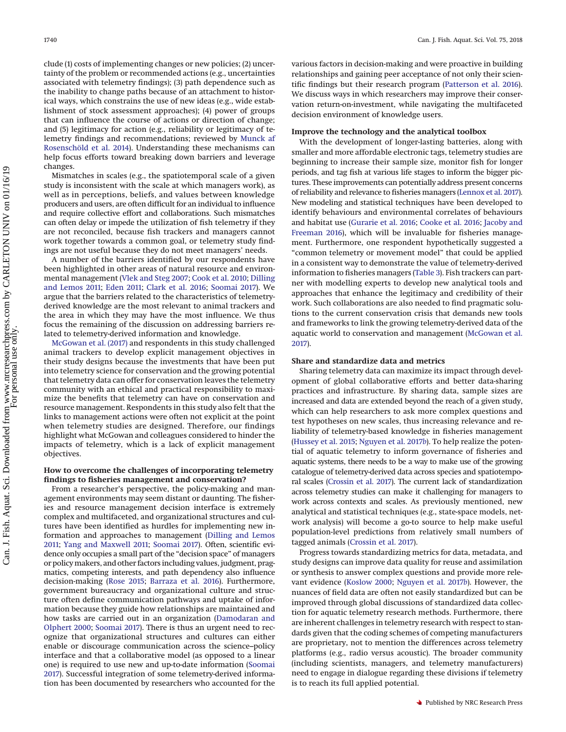clude (1) costs of implementing changes or new policies; (2) uncertainty of the problem or recommended actions (e.g., uncertainties associated with telemetry findings); (3) path dependence such as the inability to change paths because of an attachment to historical ways, which constrains the use of new ideas (e.g., wide establishment of stock assessment approaches); (4) power of groups that can influence the course of actions or direction of change; and (5) legitimacy for action (e.g., reliability or legitimacy of telemetry findings and recommendations; reviewed by Munck af Rosenschöld et al. 2014). Understanding these mechanisms can help focus efforts toward breaking down barriers and leverage changes.

Mismatches in scales (e.g., the spatiotemporal scale of a given study is inconsistent with the scale at which managers work), as well as in perceptions, beliefs, and values between knowledge producers and users, are often difficult for an individual to influence and require collective effort and collaborations. Such mismatches can often delay or impede the utilization of fish telemetry if they are not reconciled, because fish trackers and managers cannot work together towards a common goal, or telemetry study findings are not useful because they do not meet managers' needs.

A number of the barriers identified by our respondents have been highlighted in other areas of natural resource and environmental management (Vlek and Steg 2007; Cook et al. 2010; Dilling and Lemos 2011; Eden 2011; Clark et al. 2016; Soomai 2017). We argue that the barriers related to the characteristics of telemetry-derived knowledge are the most relevant to animal trackers and the area in which they may have the most influence. We thus focus the remaining of the discussion on addressing barriers related to telemetry-derived information and knowledge.

McGowan et al. (2017) and respondents in this study challenged animal trackers to develop explicit management objectives in their study designs because the investments that have been put into telemetry science for conservation and the growing potential that telemetry data can offer for conservation leaves the telemetry community with an ethical and practical responsibility to maximize the benefits that telemetry can have on conservation and resource management. Respondents in this study also felt that the links to management actions were often not explicit at the point when telemetry studies are designed. Therefore, our findings highlight what McGowan and colleagues considered to hinder the impacts of telemetry, which is a lack of explicit management objectives.

## How to overcome the challenges of incorporating telemetry findings to fisheries management and conservation?

From a researcher's perspective, the policy-making and management environments may seem distant or daunting. The fisheries and resource management decision interface is extremely complex and multifaceted, and organizational structures and cultures have been identified as hurdles for implementing new information and approaches to management (Dilling and Lemos 2011; Yang and Maxwell 2011; Soomai 2017). Often, scientific evidence only occupies a small part of the "decision space" of managers or policy makers, and other factors including values, judgment, pragmatics, competing interests, and path dependency also influence decision-making (Rose 2015; Barraza et al. 2016). Furthermore, government bureaucracy and organizational culture and structure often define communication pathways and uptake of information because they guide how relationships are maintained and how tasks are carried out in an organization (Damodaran and Olphert 2000; Soomai 2017). There is thus an urgent need to recognize that organizational structures and cultures can either enable or discourage communication across the science–policy interface and that a collaborative model (as opposed to a linear one) is required to use new and up-to-date information (Soomai 2017). Successful integration of some telemetry-derived information has been documented by researchers who accounted for the various factors in decision-making and were proactive in building relationships and gaining peer acceptance of not only their scientific findings but their research program (Patterson et al. 2016). We discuss ways in which researchers may improve their conservation return-on-investment, while navigating the multifaceted decision environment of knowledge users.

### Improve the technology and the analytical toolbox

With the development of longer-lasting batteries, along with smaller and more affordable electronic tags, telemetry studies are beginning to increase their sample size, monitor fish for longer periods, and tag fish at various life stages to inform the bigger pictures. These improvements can potentially address present concerns of reliability and relevance to fisheries managers (Lennox et al. 2017). New modeling and statistical techniques have been developed to identify behaviours and environmental correlates of behaviours and habitat use (Gurarie et al. 2016; Cooke et al. 2016; Jacoby and Freeman 2016), which will be invaluable for fisheries management. Furthermore, one respondent hypothetically suggested a "common telemetry or movement model" that could be applied in a consistent way to demonstrate the value of telemetry-derived information to fisheries managers (Table 3). Fish trackers can partner with modelling experts to develop new analytical tools and approaches that enhance the legitimacy and credibility of their work. Such collaborations are also needed to find pragmatic solutions to the current conservation crisis that demands new tools and frameworks to link the growing telemetry-derived data of the aquatic world to conservation and management (McGowan et al. 2017).

### Share and standardize data and metrics

Sharing telemetry data can maximize its impact through development of global collaborative efforts and better data-sharing practices and infrastructure. By sharing data, sample sizes are increased and data are extended beyond the reach of a given study, which can help researchers to ask more complex questions and test hypotheses on new scales, thus increasing relevance and reliability of telemetry-based knowledge in fisheries management (Hussey et al. 2015; Nguyen et al. 2017*b*). To help realize the potential of aquatic telemetry to inform governance of fisheries and aquatic systems, there needs to be a way to make use of the growing catalogue of telemetry-derived data across species and spatiotemporal scales (Crossin et al. 2017). The current lack of standardization across telemetry studies can make it challenging for managers to work across contexts and scales. As previously mentioned, new analytical and statistical techniques (e.g., state-space models, network analysis) will become a go-to source to help make useful population-level predictions from relatively small numbers of tagged animals (Crossin et al. 2017).

Progress towards standardizing metrics for data, metadata, and study designs can improve data quality for reuse and assimilation or synthesis to answer complex questions and provide more relevant evidence (Koslow 2000; Nguyen et al. 2017*b*). However, the nuances of field data are often not easily standardized but can be improved through global discussions of standardized data collection for aquatic telemetry research methods. Furthermore, there are inherent challenges in telemetry research with respect to standards given that the coding schemes of competing manufacturers are proprietary, not to mention the differences across telemetry platforms (e.g., radio versus acoustic). The broader community (including scientists, managers, and telemetry manufacturers) need to engage in dialogue regarding these divisions if telemetry is to reach its full applied potential.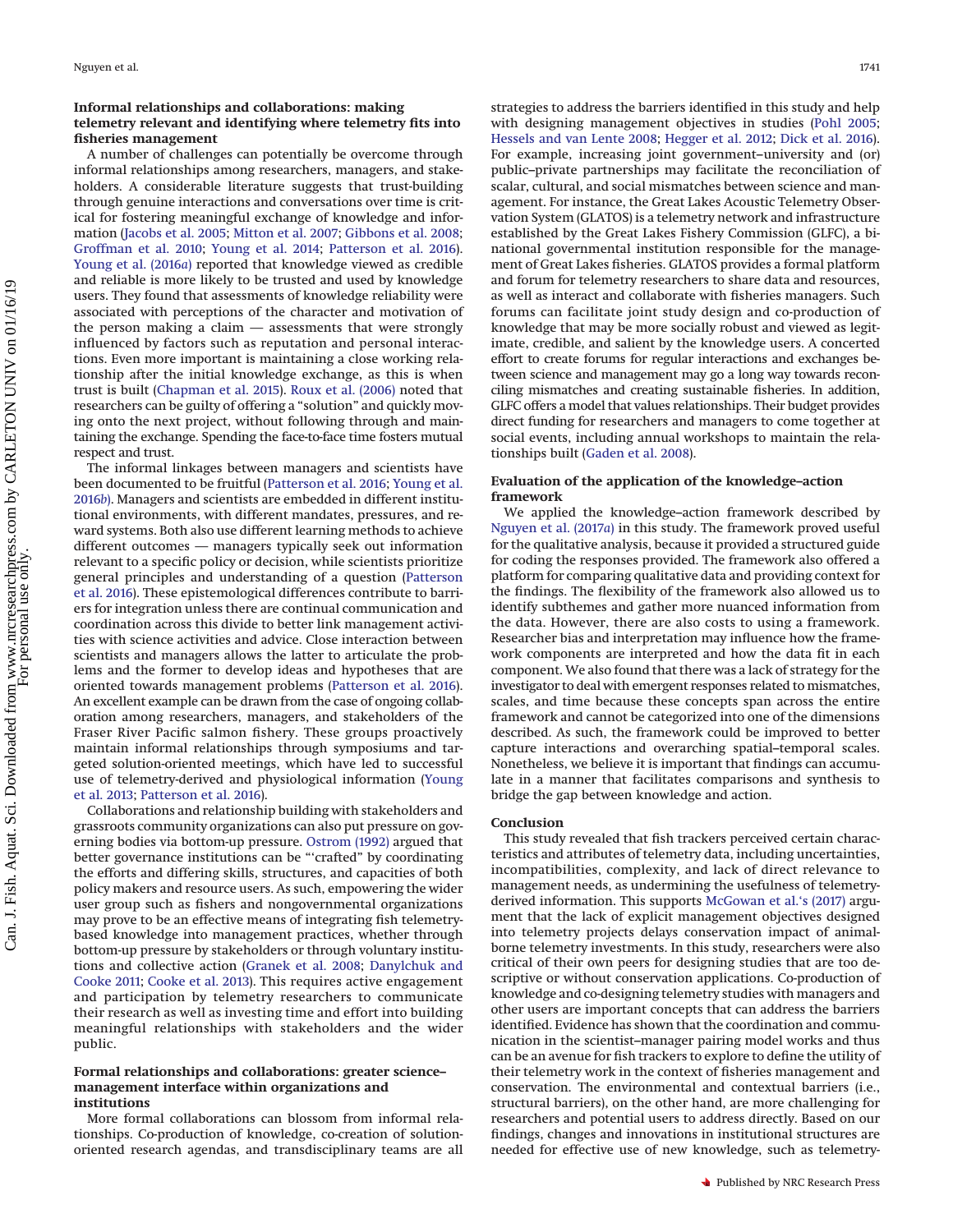### Informal relationships and collaborations: making telemetry relevant and identifying where telemetry fits into fisheries management

A number of challenges can potentially be overcome through informal relationships among researchers, managers, and stakeholders. A considerable literature suggests that trust-building through genuine interactions and conversations over time is critical for fostering meaningful exchange of knowledge and information (Jacobs et al. 2005; Mitton et al. 2007; Gibbons et al. 2008; Groffman et al. 2010; Young et al. 2014; Patterson et al. 2016). Young et al. (2016*a*) reported that knowledge viewed as credible and reliable is more likely to be trusted and used by knowledge users. They found that assessments of knowledge reliability were associated with perceptions of the character and motivation of the person making a claim — assessments that were strongly influenced by factors such as reputation and personal interactions. Even more important is maintaining a close working relationship after the initial knowledge exchange, as this is when trust is built (Chapman et al. 2015). Roux et al. (2006) noted that researchers can be guilty of offering a "solution" and quickly moving onto the next project, without following through and maintaining the exchange. Spending the face-to-face time fosters mutual respect and trust.

The informal linkages between managers and scientists have been documented to be fruitful (Patterson et al. 2016; Young et al. 2016*b*). Managers and scientists are embedded in different institutional environments, with different mandates, pressures, and reward systems. Both also use different learning methods to achieve different outcomes — managers typically seek out information relevant to a specific policy or decision, while scientists prioritize general principles and understanding of a question (Patterson et al. 2016). These epistemological differences contribute to barriers for integration unless there are continual communication and coordination across this divide to better link management activities with science activities and advice. Close interaction between scientists and managers allows the latter to articulate the problems and the former to develop ideas and hypotheses that are oriented towards management problems (Patterson et al. 2016). An excellent example can be drawn from the case of ongoing collaboration among researchers, managers, and stakeholders of the Fraser River Pacific salmon fishery. These groups proactively maintain informal relationships through symposiums and targeted solution-oriented meetings, which have led to successful use of telemetry-derived and physiological information (Young et al. 2013; Patterson et al. 2016).

Collaborations and relationship building with stakeholders and grassroots community organizations can also put pressure on governing bodies via bottom-up pressure. Ostrom (1992) argued that better governance institutions can be "'crafted" by coordinating the efforts and differing skills, structures, and capacities of both policy makers and resource users. As such, empowering the wider user group such as fishers and nongovernmental organizations may prove to be an effective means of integrating fish telemetry-based knowledge into management practices, whether through bottom-up pressure by stakeholders or through voluntary institutions and collective action (Granek et al. 2008; Danylchuk and Cooke 2011; Cooke et al. 2013). This requires active engagement and participation by telemetry researchers to communicate their research as well as investing time and effort into building meaningful relationships with stakeholders and the wider public.

### Formal relationships and collaborations: greater science–management interface within organizations and institutions

More formal collaborations can blossom from informal relationships. Co-production of knowledge, co-creation of solution-oriented research agendas, and transdisciplinary teams are all strategies to address the barriers identified in this study and help with designing management objectives in studies (Pohl 2005; Hessels and van Lente 2008; Hegger et al. 2012; Dick et al. 2016). For example, increasing joint government–university and (or) public–private partnerships may facilitate the reconciliation of scalar, cultural, and social mismatches between science and management. For instance, the Great Lakes Acoustic Telemetry Observation System (GLATOS) is a telemetry network and infrastructure established by the Great Lakes Fishery Commission (GLFC), a binational governmental institution responsible for the management of Great Lakes fisheries. GLATOS provides a formal platform and forum for telemetry researchers to share data and resources, as well as interact and collaborate with fisheries managers. Such forums can facilitate joint study design and co-production of knowledge that may be more socially robust and viewed as legitimate, credible, and salient by the knowledge users. A concerted effort to create forums for regular interactions and exchanges between science and management may go a long way towards reconciling mismatches and creating sustainable fisheries. In addition, GLFC offers a model that values relationships. Their budget provides direct funding for researchers and managers to come together at social events, including annual workshops to maintain the relationships built (Gaden et al. 2008).

### Evaluation of the application of the knowledge–action framework

We applied the knowledge–action framework described by Nguyen et al. (2017*a*) in this study. The framework proved useful for the qualitative analysis, because it provided a structured guide for coding the responses provided. The framework also offered a platform for comparing qualitative data and providing context for the findings. The flexibility of the framework also allowed us to identify subthemes and gather more nuanced information from the data. However, there are also costs to using a framework. Researcher bias and interpretation may influence how the framework components are interpreted and how the data fit in each component. We also found that there was a lack of strategy for the investigator to deal with emergent responses related to mismatches, scales, and time because these concepts span across the entire framework and cannot be categorized into one of the dimensions described. As such, the framework could be improved to better capture interactions and overarching spatial–temporal scales. Nonetheless, we believe it is important that findings can accumulate in a manner that facilitates comparisons and synthesis to bridge the gap between knowledge and action.

## Conclusion

This study revealed that fish trackers perceived certain characteristics and attributes of telemetry data, including uncertainties, incompatibilities, complexity, and lack of direct relevance to management needs, as undermining the usefulness of telemetry-derived information. This supports McGowan et al.'s (2017) argument that the lack of explicit management objectives designed into telemetry projects delays conservation impact of animal-borne telemetry investments. In this study, researchers were also critical of their own peers for designing studies that are too descriptive or without conservation applications. Co-production of knowledge and co-designing telemetry studies with managers and other users are important concepts that can address the barriers identified. Evidence has shown that the coordination and communication in the scientist–manager pairing model works and thus can be an avenue for fish trackers to explore to define the utility of their telemetry work in the context of fisheries management and conservation. The environmental and contextual barriers (i.e., structural barriers), on the other hand, are more challenging for researchers and potential users to address directly. Based on our findings, changes and innovations in institutional structures are needed for effective use of new knowledge, such as telemetry-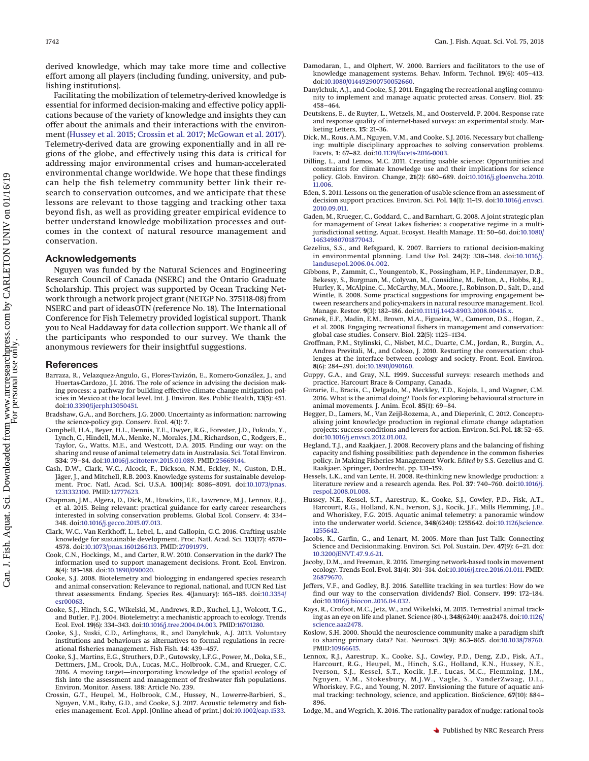derived knowledge, which may take more time and collective effort among all players (including funding, university, and publishing institutions).

Facilitating the mobilization of telemetry-derived knowledge is essential for informed decision-making and effective policy applications because of the variety of knowledge and insights they can offer about the animals and their interactions with the environment (Hussey et al. 2015; Crossin et al. 2017; McGowan et al. 2017). Telemetry-derived data are growing exponentially and in all regions of the globe, and effectively using this data is critical for addressing major environmental crises and human-accelerated environmental change worldwide. We hope that these findings can help the fish telemetry community better link their research to conservation outcomes, and we anticipate that these lessons are relevant to those tagging and tracking other taxa beyond fish, as well as providing greater empirical evidence to better understand knowledge mobilization processes and outcomes in the context of natural resource management and conservation.

## Acknowledgements

Nguyen was funded by the Natural Sciences and Engineering Research Council of Canada (NSERC) and the Ontario Graduate Scholarship. This project was supported by Ocean Tracking Network through a network project grant (NETGP No. 375118-08) from NSERC and part of ideasOTN (reference No. 18). The International Conference for Fish Telemetry provided logistical support. Thank you to Neal Haddaway for data collection support. We thank all of the participants who responded to our survey. We thank the anonymous reviewers for their insightful suggestions.

## References

Barraza, R., Velazquez-Angulo, G., Flores-Tavizón, E., Romero-González, J., and Huertas-Cardozo, J.I. 2016. The role of science in advising the decision making process: a pathway for building effective climate change mitigation policies in Mexico at the local level. Int. J. Environ. Res. Public Health, **13**(5): 451. doi:10.3390/ijerph13050451.

Bradshaw, G.A., and Borchers, J.G. 2000. Uncertainty as information: narrowing the science-policy gap. Conserv. Ecol. **4**(1): 7.

Campbell, H.A., Beyer, H.L., Dennis, T.E., Dwyer, R.G., Forester, J.D., Fukuda, Y., Lynch, C., Hindell, M.A., Menke, N., Morales, J.M., Richardson, C., Rodgers, E., Taylor, G., Watts, M.E., and Westcott, D.A. 2015. Finding our way: on the sharing and reuse of animal telemetry data in Australasia. Sci. Total Environ. **534**: 79–84. doi:10.1016/j.scitotenv.2015.01.089. PMID:25669144.

Cash, D.W., Clark, W.C., Alcock, F., Dickson, N.M., Eckley, N., Guston, D.H., Jäger, J., and Mitchell, R.B. 2003. Knowledge systems for sustainable development. Proc. Natl. Acad. Sci. U.S.A. **100**(14): 8086–8091. doi:10.1073/pnas.1231332100. PMID:12777623.

Chapman, J.M., Algera, D., Dick, M., Hawkins, E.E., Lawrence, M.J., Lennox, R.J., et al. 2015. Being relevant: practical guidance for early career researchers interested in solving conservation problems. Global Ecol. Conserv. **4**: 334–348. doi:10.1016/j.gecco.2015.07.013.

Clark, W.C., Van Kerkhoff, L., Lebel, L., and Gallopin, G.C. 2016. Crafting usable knowledge for sustainable development. Proc. Natl. Acad. Sci. **113**(17): 4570–4578. doi:10.1073/pnas.1601266113. PMID:27091979.

Cook, C.N., Hockings, M., and Carter, R.W. 2010. Conservation in the dark? The information used to support management decisions. Front. Ecol. Environ. **8**(4): 181–188. doi:10.1890/090020.

Cooke, S.J. 2008. Biotelemetry and biologging in endangered species research and animal conservation: Relevance to regional, national, and IUCN Red List threat assessments. Endang. Species Res. **4**(January): 165–185. doi:10.3354/esr00063.

Cooke, S.J., Hinch, S.G., Wikelski, M., Andrews, R.D., Kuchel, L.J., Wolcott, T.G., and Butler, P.J. 2004. Biotelemetry: a mechanistic approach to ecology. Trends Ecol. Evol. **19**(6): 334–343. doi:10.1016/j.tree.2004.04.003. PMID:16701280.

Cooke, S.J., Suski, C.D., Arlinghaus, R., and Danylchuk, A.J. 2013. Voluntary institutions and behaviours as alternatives to formal regulations in recreational fisheries management. Fish Fish. **14**: 439–457.

Cooke, S.J., Martins, E.G., Struthers, D.P., Gutowsky, L.F.G., Power, M., Doka, S.E., Dettmers, J.M., Crook, D.A., Lucas, M.C., Holbrook, C.M., and Krueger, C.C. 2016. A moving target—incorporating knowledge of the spatial ecology of fish into the assessment and management of freshwater fish populations. Environ. Monitor. Assess. 188: Article No. 239.

Crossin, G.T., Heupel, M., Holbrook, C.M., Hussey, N., Lowerre-Barbieri, S., Nguyen, V.M., Raby, G.D., and Cooke, S.J. 2017. Acoustic telemetry and fisheries management. Ecol. Appl. [Online ahead of print.] doi:10.1002/eap.1533.

Damodaran, L., and Olphert, W. 2000. Barriers and facilitators to the use of knowledge management systems. Behav. Inform. Technol. **19**(6): 405–413. doi:10.1080/014492900750052660.

Danylchuk, A.J., and Cooke, S.J. 2011. Engaging the recreational angling community to implement and manage aquatic protected areas. Conserv. Biol. **25**: 458–464.

Deutskens, E., de Ruyter, L., Wetzels, M., and Oosterveld, P. 2004. Response rate and response quality of internet-based surveys: an experimental study. Marketing Letters, **15**: 21–36.

Dick, M., Rous, A.M., Nguyen, V.M., and Cooke, S.J. 2016. Necessary but challenging: multiple disciplinary approaches to solving conservation problems. Facets, **1**: 67–82. doi:10.1139/facets-2016-0003.

Dilling, L., and Lemos, M.C. 2011. Creating usable science: Opportunities and constraints for climate knowledge use and their implications for science policy. Glob. Environ. Change, **21**(2): 680–689. doi:10.1016/j.gloenvcha.2010.11.006.

Eden, S. 2011. Lessons on the generation of usable science from an assessment of decision support practices. Environ. Sci. Pol. **14**(1): 11–19. doi:10.1016/j.envsci.2010.09.011.

Gaden, M., Krueger, C., Goddard, C., and Barnhart, G. 2008. A joint strategic plan for management of Great Lakes fisheries: a cooperative regime in a multi-jurisdictional setting. Aquat. Ecosyst. Health Manage. **11**: 50–60. doi:10.1080/14634980701877043.

Gezelius, S.S., and Refsgaard, K. 2007. Barriers to rational decision-making in environmental planning. Land Use Pol. **24**(2): 338–348. doi:10.1016/j.landusepol.2006.04.002.

Gibbons, P., Zammit, C., Youngentob, K., Possingham, H.P., Lindenmayer, D.B., Bekessy, S., Burgman, M., Colyvan, M., Considine, M., Felton, A., Hobbs, R.J., Hurley, K., McAlpine, C., McCarthy, M.A., Moore, J., Robinson, D., Salt, D., and Wintle, B. 2008. Some practical suggestions for improving engagement between researchers and policy-makers in natural resource management. Ecol. Manage. Restor. **9**(3): 182–186. doi:10.1111/j.1442-8903.2008.00416.x.

Granek, E.F., Madin, E.M., Brown, M.A., Figueira, W., Cameron, D.S., Hogan, Z., et al. 2008. Engaging recreational fishers in management and conservation: global case studies. Conserv. Biol. **22**(5): 1125–1134.

Groffman, P.M., Stylinski, C., Nisbet, M.C., Duarte, C.M., Jordan, R., Burgin, A., Andrea Previtali, M., and Coloso, J. 2010. Restarting the conversation: challenges at the interface between ecology and society. Front. Ecol. Environ. **8**(6): 284–291. doi:10.1890/090160.

Guppy, G.A., and Gray, N.L. 1999. Successful surveys: research methods and practice. Harcourt Brace & Company, Canada.

Gurarie, E., Bracis, C., Delgado, M., Meckley, T.D., Kojola, I., and Wagner, C.M. 2016. What is the animal doing? Tools for exploring behavioural structure in animal movements. J. Anim. Ecol. **85**(1): 69–84.

Hegger, D., Lamers, M., Van Zeijl-Rozema, A., and Dieperink, C. 2012. Conceptualising joint knowledge production in regional climate change adaptation projects: success conditions and levers for action. Environ. Sci. Pol. **18**: 52–65. doi:10.1016/j.envsci.2012.01.002.

Hegland, T.J., and Raakjaer, J. 2008. Recovery plans and the balancing of fishing capacity and fishing possibilities: path dependence in the common fisheries policy. *In* Making Fisheries Management Work. *Edited by* S.S. Gezelius and G. Raakjaer. Springer, Dordrecht. pp. 131–159.

Hessels, L.K., and van Lente, H. 2008. Re-thinking new knowledge production: a literature review and a research agenda. Res. Pol. **37**: 740–760. doi:10.1016/j.respol.2008.01.008.

Hussey, N.E., Kessel, S.T., Aarestrup, K., Cooke, S.J., Cowley, P.D., Fisk, A.T., Harcourt, R.G., Holland, K.N., Iverson, S.J., Kocik, J.F., Mills Flemming, J.E., and Whoriskey, F.G. 2015. Aquatic animal telemetry: a panoramic window into the underwater world. Science, **348**(6240): 1255642. doi:10.1126/science.1255642.

Jacobs, K., Garfin, G., and Lenart, M. 2005. More than Just Talk: Connecting Science and Decisionmaking. Environ. Sci. Pol. Sustain. Dev. **47**(9): 6–21. doi:10.3200/ENVT.47.9.6-21.

Jacoby, D.M., and Freeman, R. 2016. Emerging network-based tools in movement ecology. Trends Ecol. Evol. **31**(4): 301–314. doi:10.1016/j.tree.2016.01.011. PMID:26879670.

Jeffers, V.F., and Godley, B.J. 2016. Satellite tracking in sea turtles: How do we find our way to the conservation dividends? Biol. Conserv. **199**: 172–184. doi:10.1016/j.biocon.2016.04.032.

Kays, R., Crofoot, M.C., Jetz, W., and Wikelski, M. 2015. Terrestrial animal tracking as an eye on life and planet. Science (80-.), **348**(6240): aaa2478. doi:10.1126/science.aaa2478.

Koslow, S.H. 2000. Should the neuroscience community make a paradigm shift to sharing primary data? Nat. Neurosci. **3**(9): 863–865. doi:10.1038/78760. PMID:10966615.

Lennox, R.J., Aarestrup, K., Cooke, S.J., Cowley, P.D., Deng, Z.D., Fisk, A.T., Harcourt, R.G., Heupel, M., Hinch, S.G., Holland, K.N., Hussey, N.E., Iverson, S.J., Kessel, S.T., Kocik, J.F., Lucas, M.C., Flemming, J.M., Nguyen, V.M., Stokesbury, M.J.W., Vagle, S., VanderZwaag, D.L., Whoriskey, F.G., and Young, N. 2017. Envisioning the future of aquatic animal tracking: technology, science, and application. BioScience, **67**(10): 884–896.

Lodge, M., and Wegrich, K. 2016. The rationality paradox of nudge: rational tools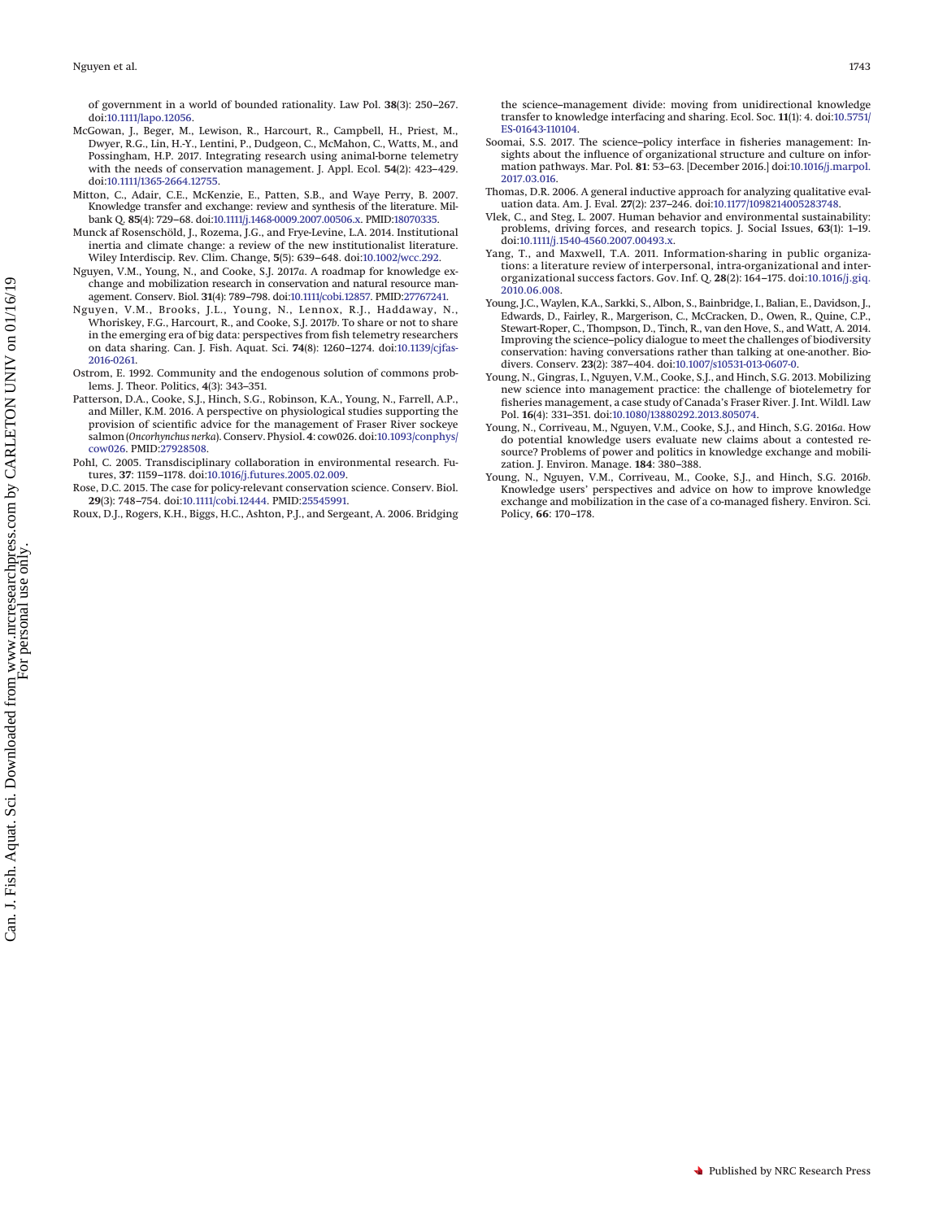of government in a world of bounded rationality. Law Pol. **38**(3): 250–267. doi:10.1111/lapo.12056.

McGowan, J., Beger, M., Lewison, R., Harcourt, R., Campbell, H., Priest, M., Dwyer, R.G., Lin, H.-Y., Lentini, P., Dudgeon, C., McMahon, C., Watts, M., and Possingham, H.P. 2017. Integrating research using animal-borne telemetry with the needs of conservation management. J. Appl. Ecol. **54**(2): 423–429. doi:10.1111/1365-2664.12755.

Mitton, C., Adair, C.E., McKenzie, E., Patten, S.B., and Waye Perry, B. 2007. Knowledge transfer and exchange: review and synthesis of the literature. Milbank Q. **85**(4): 729–68. doi:10.1111/j.1468-0009.2007.00506.x. PMID:18070335.

Munck af Rosenschöld, J., Rozema, J.G., and Frye-Levine, L.A. 2014. Institutional inertia and climate change: a review of the new institutionalist literature. Wiley Interdiscip. Rev. Clim. Change, **5**(5): 639–648. doi:10.1002/wcc.292.

Nguyen, V.M., Young, N., and Cooke, S.J. 2017*a*. A roadmap for knowledge exchange and mobilization research in conservation and natural resource management. Conserv. Biol. **31**(4): 789–798. doi:10.1111/cobi.12857. PMID:27767241.

Nguyen, V.M., Brooks, J.L., Young, N., Lennox, R.J., Haddaway, N., Whoriskey, F.G., Harcourt, R., and Cooke, S.J. 2017*b*. To share or not to share in the emerging era of big data: perspectives from fish telemetry researchers on data sharing. Can. J. Fish. Aquat. Sci. **74**(8): 1260–1274. doi:10.1139/cjfas-2016-0261.

Ostrom, E. 1992. Community and the endogenous solution of commons problems. J. Theor. Politics, **4**(3): 343–351.

Patterson, D.A., Cooke, S.J., Hinch, S.G., Robinson, K.A., Young, N., Farrell, A.P., and Miller, K.M. 2016. A perspective on physiological studies supporting the provision of scientific advice for the management of Fraser River sockeye salmon (*Oncorhynchus nerka*). Conserv. Physiol. **4**: cow026. doi:10.1093/conphys/cow026. PMID:27928508.

Pohl, C. 2005. Transdisciplinary collaboration in environmental research. Futures, **37**: 1159–1178. doi:10.1016/j.futures.2005.02.009.

Rose, D.C. 2015. The case for policy-relevant conservation science. Conserv. Biol. **29**(3): 748–754. doi:10.1111/cobi.12444. PMID:25545991.

Roux, D.J., Rogers, K.H., Biggs, H.C., Ashton, P.J., and Sergeant, A. 2006. Bridging the science–management divide: moving from unidirectional knowledge transfer to knowledge interfacing and sharing. Ecol. Soc. **11**(1): 4. doi:10.5751/ES-01643-110104.

Soomai, S.S. 2017. The science–policy interface in fisheries management: Insights about the influence of organizational structure and culture on information pathways. Mar. Pol. **81**: 53–63. [December 2016.] doi:10.1016/j.marpol.2017.03.016.

Thomas, D.R. 2006. A general inductive approach for analyzing qualitative evaluation data. Am. J. Eval. **27**(2): 237–246. doi:10.1177/1098214005283748.

Vlek, C., and Steg, L. 2007. Human behavior and environmental sustainability: problems, driving forces, and research topics. J. Social Issues, **63**(1): 1–19. doi:10.1111/j.1540-4560.2007.00493.x.

Yang, T., and Maxwell, T.A. 2011. Information-sharing in public organizations: a literature review of interpersonal, intra-organizational and inter-organizational success factors. Gov. Inf. Q. **28**(2): 164–175. doi:10.1016/j.giq.2010.06.008.

Young, J.C., Waylen, K.A., Sarkki, S., Albon, S., Bainbridge, I., Balian, E., Davidson, J., Edwards, D., Fairley, R., Margerison, C., McCracken, D., Owen, R., Quine, C.P., Stewart-Roper, C., Thompson, D., Tinch, R., van den Hove, S., and Watt, A. 2014. Improving the science–policy dialogue to meet the challenges of biodiversity conservation: having conversations rather than talking at one-another. Biodivers. Conserv. **23**(2): 387–404. doi:10.1007/s10531-013-0607-0.

Young, N., Gingras, I., Nguyen, V.M., Cooke, S.J., and Hinch, S.G. 2013. Mobilizing new science into management practice: the challenge of biotelemetry for fisheries management, a case study of Canada's Fraser River. J. Int. Wildl. Law Pol. **16**(4): 331–351. doi:10.1080/13880292.2013.805074.

Young, N., Corriveau, M., Nguyen, V.M., Cooke, S.J., and Hinch, S.G. 2016*a*. How do potential knowledge users evaluate new claims about a contested resource? Problems of power and politics in knowledge exchange and mobilization. J. Environ. Manage. **184**: 380–388.

Young, N., Nguyen, V.M., Corriveau, M., Cooke, S.J., and Hinch, S.G. 2016*b*. Knowledge users' perspectives and advice on how to improve knowledge exchange and mobilization in the case of a co-managed fishery. Environ. Sci. Policy, **66**: 170–178.